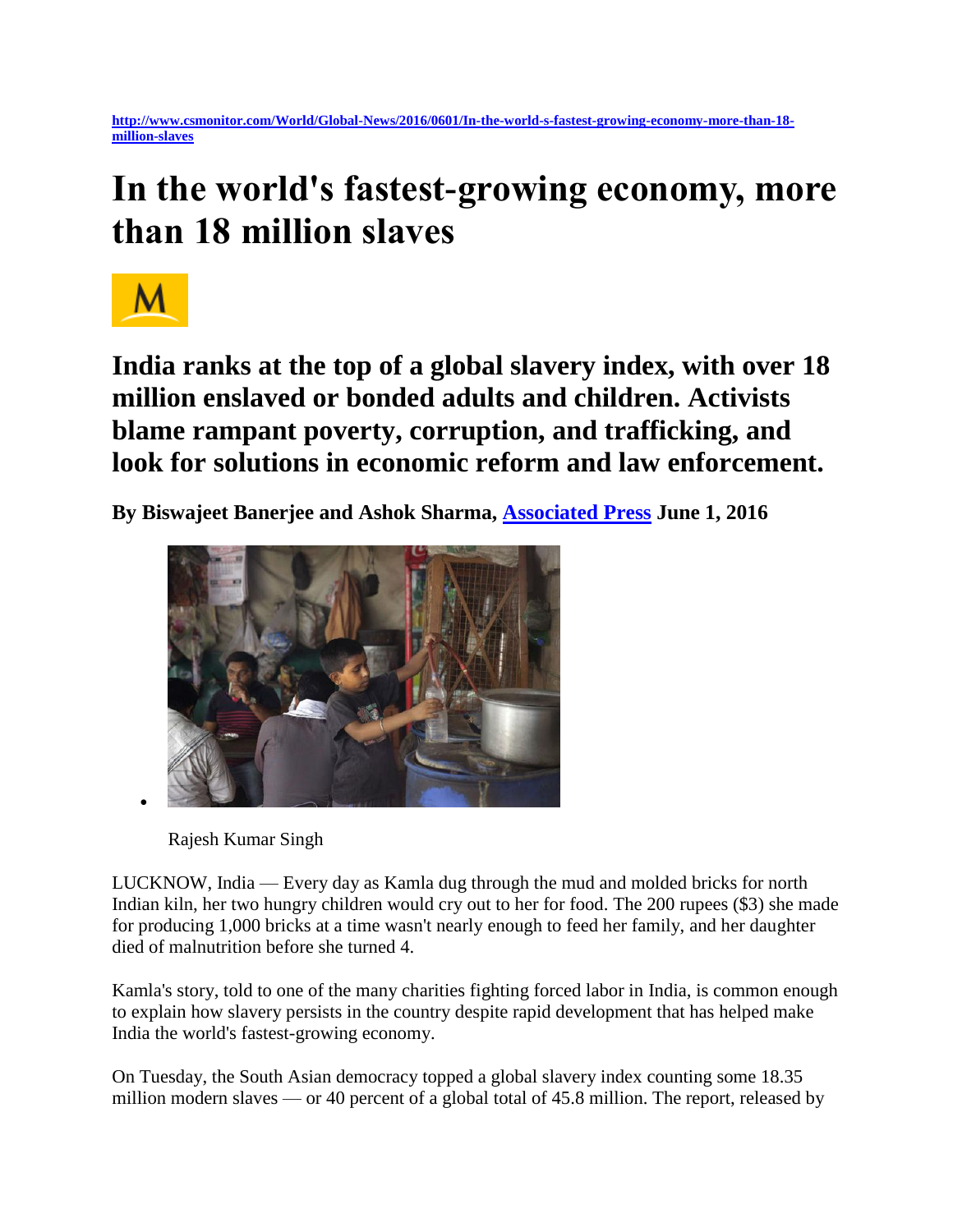http://www.csmonitor.com/World/Global-News/2016/0601/In-the-world-s-fastest-growing-economy-more-than-18-million-slaves

# In the world's fastest-growing economy, more than 18 million slaves

## India ranks at the top of a global slavery index, with over 18 million enslaved or bonded adults and children. Activists blame rampant poverty, corruption, and trafficking, and look for solutions in economic reform and law enforcement.

**By Biswajeet Banerjee and Ashok Sharma, Associated Press June 1, 2016**

Rajesh Kumar Singh

LUCKNOW, India — Every day as Kamla dug through the mud and molded bricks for north Indian kiln, her two hungry children would cry out to her for food. The 200 rupees ($3) she made for producing 1,000 bricks at a time wasn't nearly enough to feed her family, and her daughter died of malnutrition before she turned 4.

Kamla's story, told to one of the many charities fighting forced labor in India, is common enough to explain how slavery persists in the country despite rapid development that has helped make India the world's fastest-growing economy.

On Tuesday, the South Asian democracy topped a global slavery index counting some 18.35 million modern slaves — or 40 percent of a global total of 45.8 million. The report, released by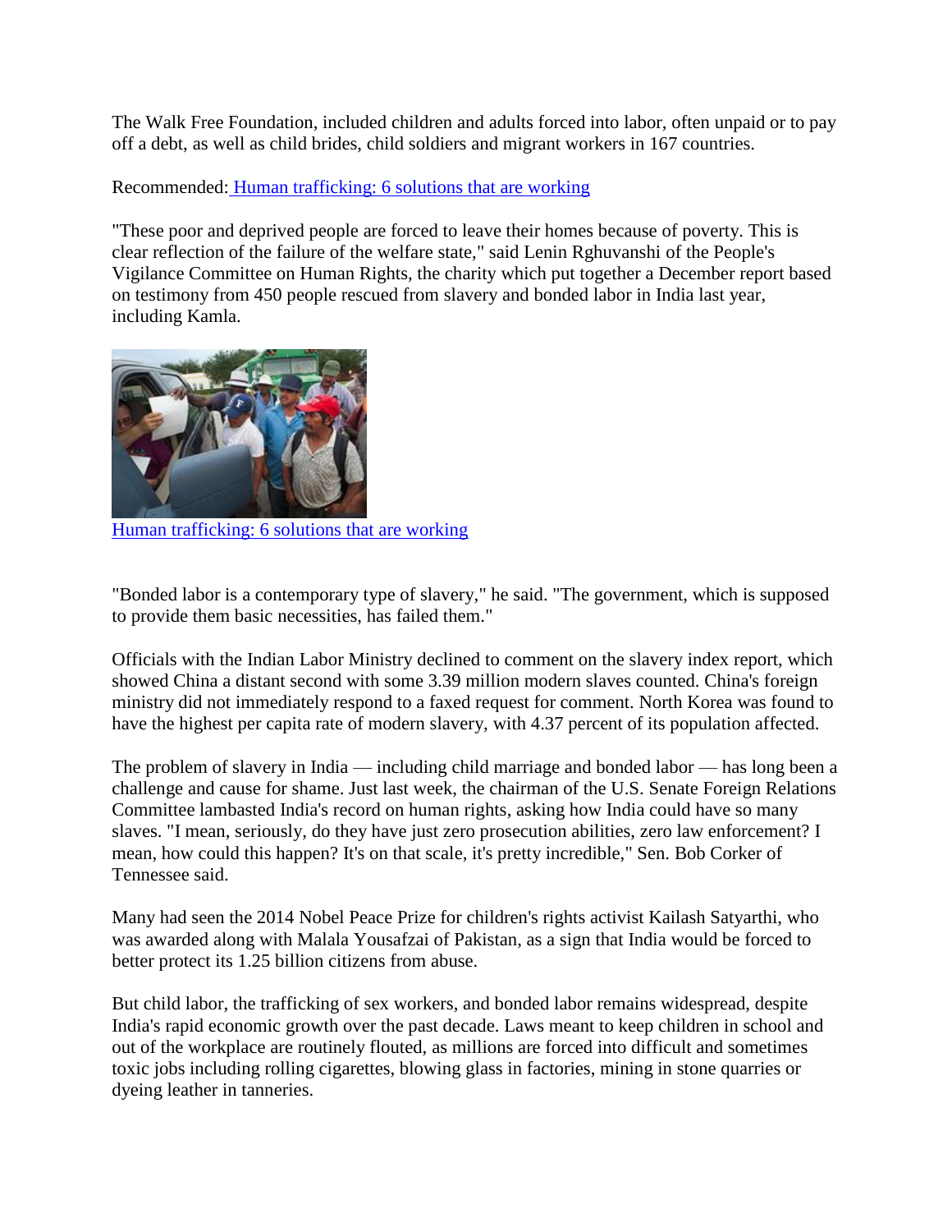The Walk Free Foundation, included children and adults forced into labor, often unpaid or to pay off a debt, as well as child brides, child soldiers and migrant workers in 167 countries.

Recommended: Human trafficking: 6 solutions that are working

"These poor and deprived people are forced to leave their homes because of poverty. This is clear reflection of the failure of the welfare state," said Lenin Rghuvanshi of the People's Vigilance Committee on Human Rights, the charity which put together a December report based on testimony from 450 people rescued from slavery and bonded labor in India last year, including Kamla.

Human trafficking: 6 solutions that are working

"Bonded labor is a contemporary type of slavery," he said. "The government, which is supposed to provide them basic necessities, has failed them."

Officials with the Indian Labor Ministry declined to comment on the slavery index report, which showed China a distant second with some 3.39 million modern slaves counted. China's foreign ministry did not immediately respond to a faxed request for comment. North Korea was found to have the highest per capita rate of modern slavery, with 4.37 percent of its population affected.

The problem of slavery in India — including child marriage and bonded labor — has long been a challenge and cause for shame. Just last week, the chairman of the U.S. Senate Foreign Relations Committee lambasted India's record on human rights, asking how India could have so many slaves. "I mean, seriously, do they have just zero prosecution abilities, zero law enforcement? I mean, how could this happen? It's on that scale, it's pretty incredible," Sen. Bob Corker of Tennessee said.

Many had seen the 2014 Nobel Peace Prize for children's rights activist Kailash Satyarthi, who was awarded along with Malala Yousafzai of Pakistan, as a sign that India would be forced to better protect its 1.25 billion citizens from abuse.

But child labor, the trafficking of sex workers, and bonded labor remains widespread, despite India's rapid economic growth over the past decade. Laws meant to keep children in school and out of the workplace are routinely flouted, as millions are forced into difficult and sometimes toxic jobs including rolling cigarettes, blowing glass in factories, mining in stone quarries or dyeing leather in tanneries.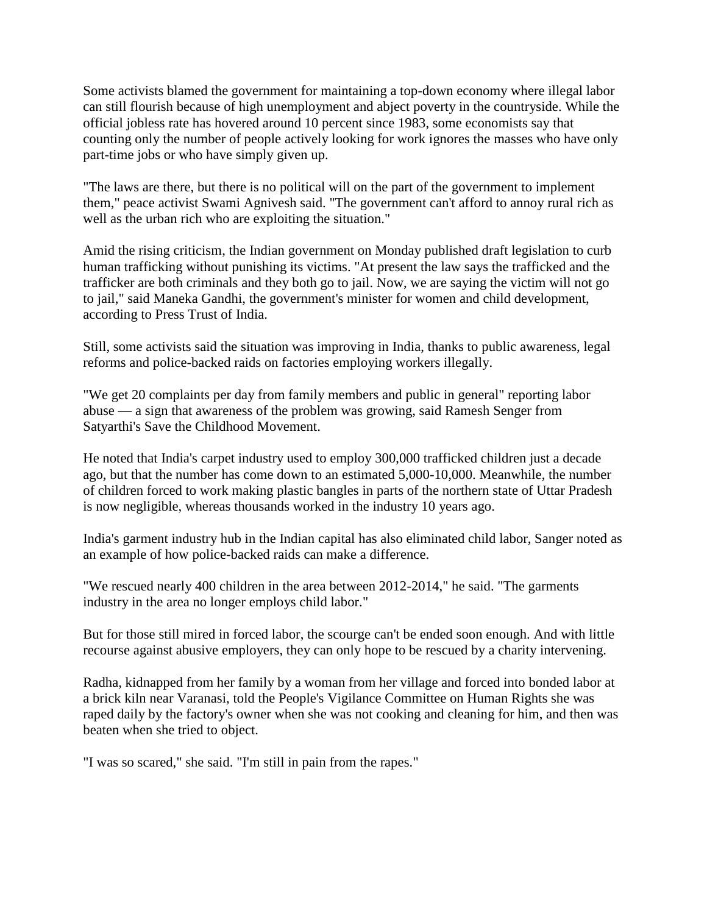Some activists blamed the government for maintaining a top-down economy where illegal labor can still flourish because of high unemployment and abject poverty in the countryside. While the official jobless rate has hovered around 10 percent since 1983, some economists say that counting only the number of people actively looking for work ignores the masses who have only part-time jobs or who have simply given up.

"The laws are there, but there is no political will on the part of the government to implement them," peace activist Swami Agnivesh said. "The government can't afford to annoy rural rich as well as the urban rich who are exploiting the situation."

Amid the rising criticism, the Indian government on Monday published draft legislation to curb human trafficking without punishing its victims. "At present the law says the trafficked and the trafficker are both criminals and they both go to jail. Now, we are saying the victim will not go to jail," said Maneka Gandhi, the government's minister for women and child development, according to Press Trust of India.

Still, some activists said the situation was improving in India, thanks to public awareness, legal reforms and police-backed raids on factories employing workers illegally.

"We get 20 complaints per day from family members and public in general" reporting labor abuse — a sign that awareness of the problem was growing, said Ramesh Senger from Satyarthi's Save the Childhood Movement.

He noted that India's carpet industry used to employ 300,000 trafficked children just a decade ago, but that the number has come down to an estimated 5,000-10,000. Meanwhile, the number of children forced to work making plastic bangles in parts of the northern state of Uttar Pradesh is now negligible, whereas thousands worked in the industry 10 years ago.

India's garment industry hub in the Indian capital has also eliminated child labor, Sanger noted as an example of how police-backed raids can make a difference.

"We rescued nearly 400 children in the area between 2012-2014," he said. "The garments industry in the area no longer employs child labor."

But for those still mired in forced labor, the scourge can't be ended soon enough. And with little recourse against abusive employers, they can only hope to be rescued by a charity intervening.

Radha, kidnapped from her family by a woman from her village and forced into bonded labor at a brick kiln near Varanasi, told the People's Vigilance Committee on Human Rights she was raped daily by the factory's owner when she was not cooking and cleaning for him, and then was beaten when she tried to object.

"I was so scared," she said. "I'm still in pain from the rapes."